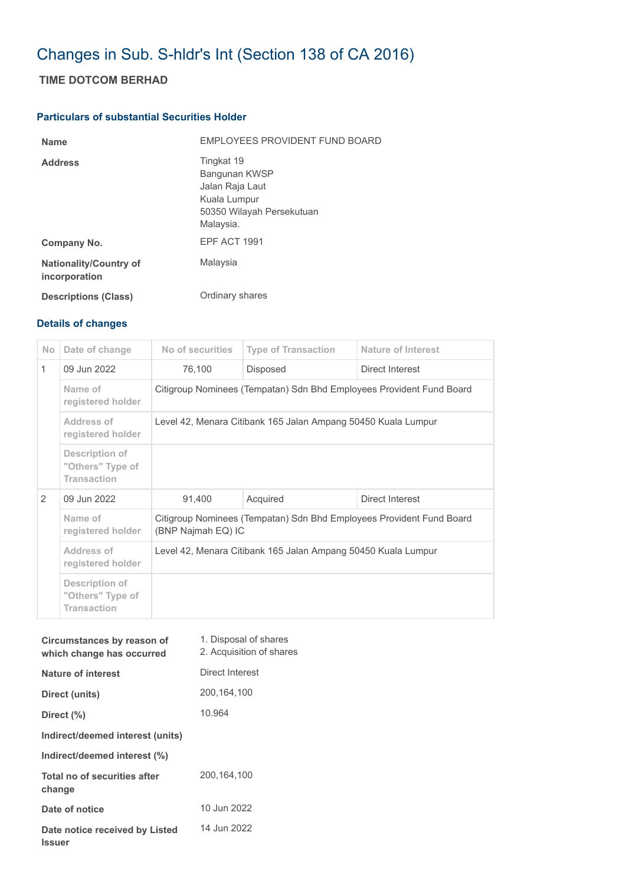# Changes in Sub. S-hldr's Int (Section 138 of CA 2016)

## TIME DOTCOM BERHAD

### Particulars of substantial Securities Holder

| | |
|---|---|
| **Name** | EMPLOYEES PROVIDENT FUND BOARD |
| **Address** | Tingkat 19<br>Bangunan KWSP<br>Jalan Raja Laut<br>Kuala Lumpur<br>50350 Wilayah Persekutuan<br>Malaysia. |
| **Company No.** | EPF ACT 1991 |
| **Nationality/Country of incorporation** | Malaysia |
| **Descriptions (Class)** | Ordinary shares |

### Details of changes

| No | Date of change | No of securities | Type of Transaction | Nature of Interest |
|---|---|---|---|---|
| 1 | 09 Jun 2022 | 76,100 | Disposed | Direct Interest |
| | Name of registered holder | Citigroup Nominees (Tempatan) Sdn Bhd Employees Provident Fund Board | | |
| | Address of registered holder | Level 42, Menara Citibank 165 Jalan Ampang 50450 Kuala Lumpur | | |
| | Description of "Others" Type of Transaction | | | |
| 2 | 09 Jun 2022 | 91,400 | Acquired | Direct Interest |
| | Name of registered holder | Citigroup Nominees (Tempatan) Sdn Bhd Employees Provident Fund Board (BNP Najmah EQ) IC | | |
| | Address of registered holder | Level 42, Menara Citibank 165 Jalan Ampang 50450 Kuala Lumpur | | |
| | Description of "Others" Type of Transaction | | | |

| | |
|---|---|
| **Circumstances by reason of which change has occurred** | 1. Disposal of shares<br>2. Acquisition of shares |
| **Nature of interest** | Direct Interest |
| **Direct (units)** | 200,164,100 |
| **Direct (%)** | 10.964 |
| **Indirect/deemed interest (units)** | |
| **Indirect/deemed interest (%)** | |
| **Total no of securities after change** | 200,164,100 |
| **Date of notice** | 10 Jun 2022 |
| **Date notice received by Listed Issuer** | 14 Jun 2022 |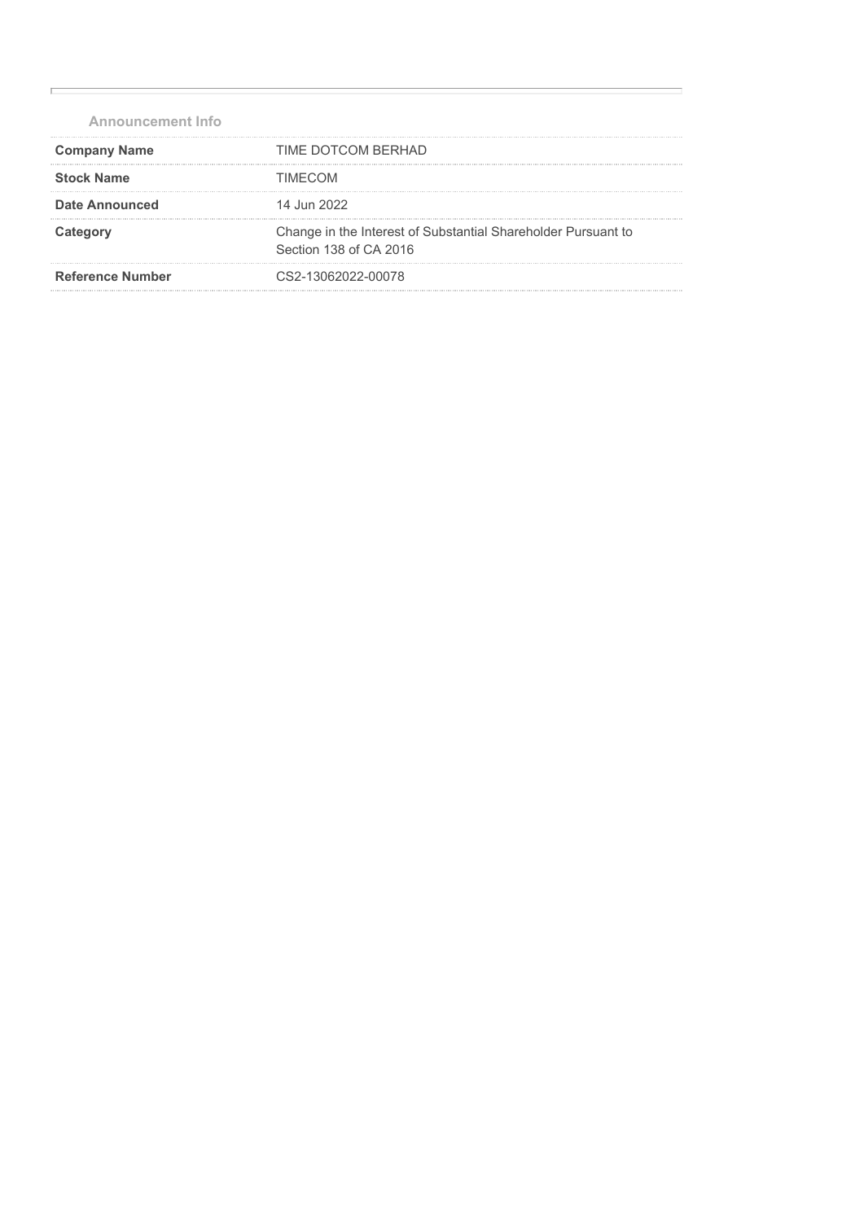### Announcement Info

| | |
|---|---|
| **Company Name** | TIME DOTCOM BERHAD |
| **Stock Name** | TIMECOM |
| **Date Announced** | 14 Jun 2022 |
| **Category** | Change in the Interest of Substantial Shareholder Pursuant to Section 138 of CA 2016 |
| **Reference Number** | CS2-13062022-00078 |